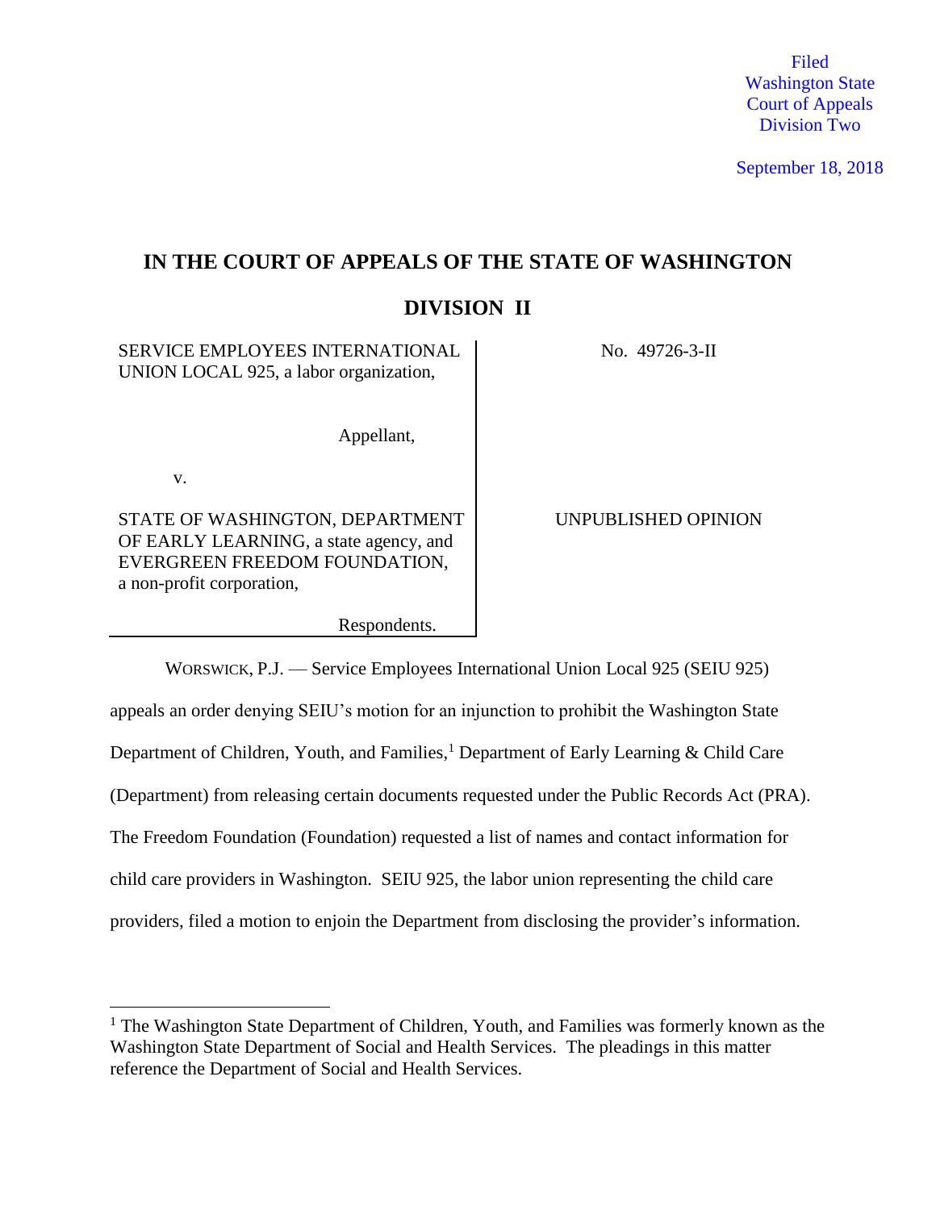Filed
Washington State
Court of Appeals
Division Two

September 18, 2018

# IN THE COURT OF APPEALS OF THE STATE OF WASHINGTON

## DIVISION II

| | |
|---|---|
| SERVICE EMPLOYEES INTERNATIONAL UNION LOCAL 925, a labor organization,<br><br>Appellant,<br><br>v.<br><br>STATE OF WASHINGTON, DEPARTMENT OF EARLY LEARNING, a state agency, and EVERGREEN FREEDOM FOUNDATION, a non-profit corporation,<br><br>Respondents. | No. 49726-3-II<br><br><br><br><br><br>UNPUBLISHED OPINION |

WORSWICK, P.J. — Service Employees International Union Local 925 (SEIU 925) appeals an order denying SEIU's motion for an injunction to prohibit the Washington State Department of Children, Youth, and Families,[1] Department of Early Learning & Child Care (Department) from releasing certain documents requested under the Public Records Act (PRA). The Freedom Foundation (Foundation) requested a list of names and contact information for child care providers in Washington. SEIU 925, the labor union representing the child care providers, filed a motion to enjoin the Department from disclosing the provider's information.

---

[1] The Washington State Department of Children, Youth, and Families was formerly known as the Washington State Department of Social and Health Services. The pleadings in this matter reference the Department of Social and Health Services.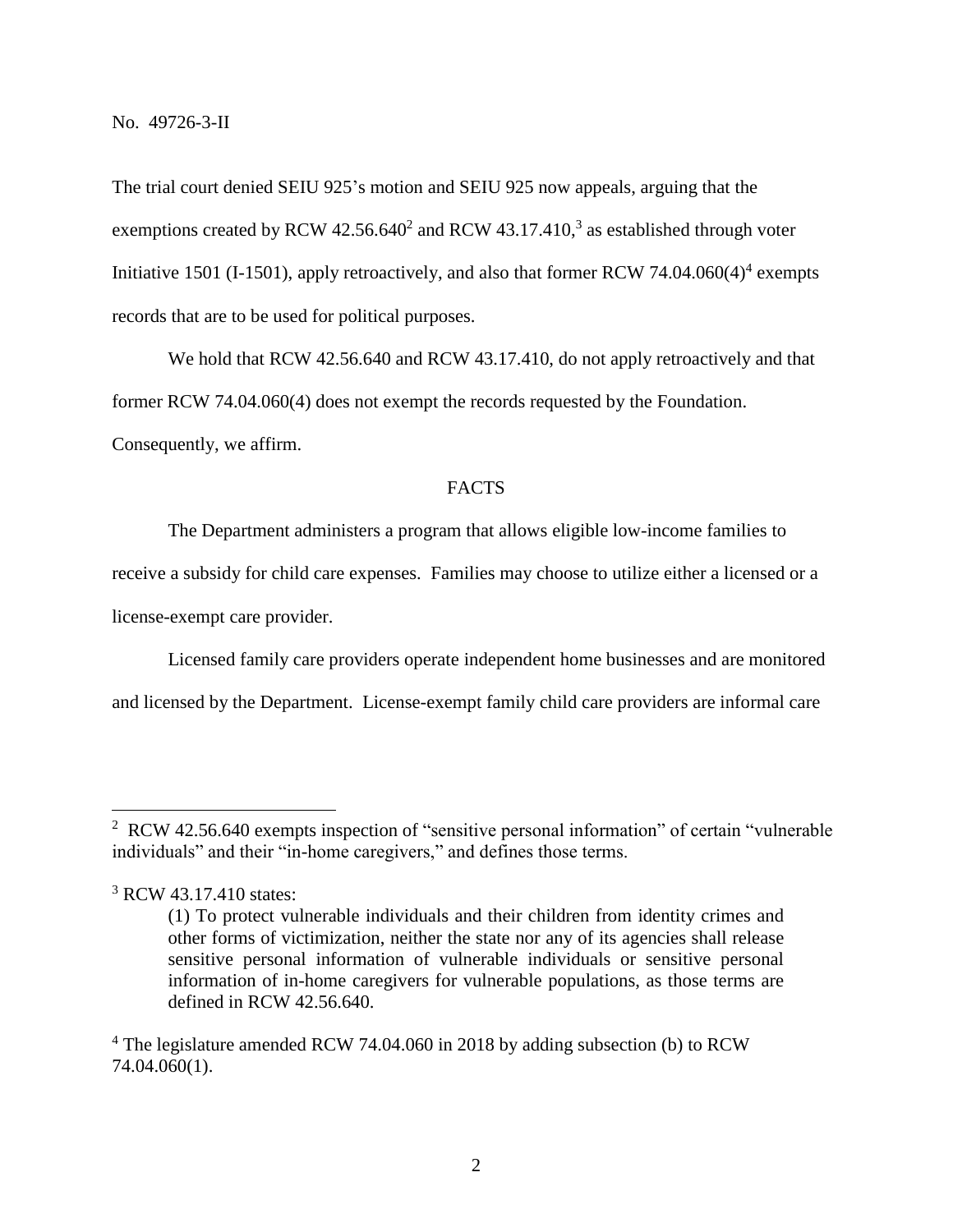The trial court denied SEIU 925's motion and SEIU 925 now appeals, arguing that the exemptions created by RCW 42.56.640[2] and RCW 43.17.410,[3] as established through voter Initiative 1501 (I-1501), apply retroactively, and also that former RCW 74.04.060(4)[4] exempts records that are to be used for political purposes.

We hold that RCW 42.56.640 and RCW 43.17.410, do not apply retroactively and that former RCW 74.04.060(4) does not exempt the records requested by the Foundation. Consequently, we affirm.

## FACTS

The Department administers a program that allows eligible low-income families to receive a subsidy for child care expenses. Families may choose to utilize either a licensed or a license-exempt care provider.

Licensed family care providers operate independent home businesses and are monitored and licensed by the Department. License-exempt family child care providers are informal care

---

[2] RCW 42.56.640 exempts inspection of "sensitive personal information" of certain "vulnerable individuals" and their "in-home caregivers," and defines those terms.

[3] RCW 43.17.410 states:

> (1) To protect vulnerable individuals and their children from identity crimes and other forms of victimization, neither the state nor any of its agencies shall release sensitive personal information of vulnerable individuals or sensitive personal information of in-home caregivers for vulnerable populations, as those terms are defined in RCW 42.56.640.

[4] The legislature amended RCW 74.04.060 in 2018 by adding subsection (b) to RCW 74.04.060(1).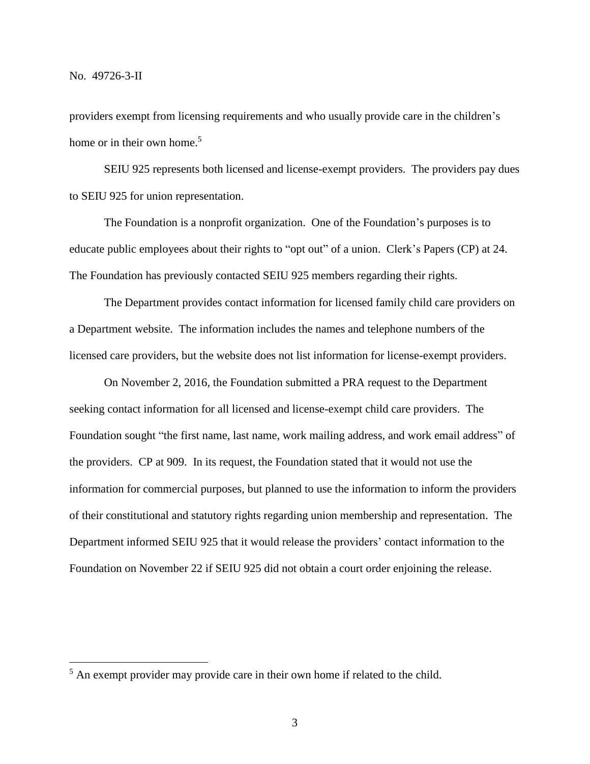providers exempt from licensing requirements and who usually provide care in the children's home or in their own home.[5]

SEIU 925 represents both licensed and license-exempt providers. The providers pay dues to SEIU 925 for union representation.

The Foundation is a nonprofit organization. One of the Foundation's purposes is to educate public employees about their rights to "opt out" of a union. Clerk's Papers (CP) at 24. The Foundation has previously contacted SEIU 925 members regarding their rights.

The Department provides contact information for licensed family child care providers on a Department website. The information includes the names and telephone numbers of the licensed care providers, but the website does not list information for license-exempt providers.

On November 2, 2016, the Foundation submitted a PRA request to the Department seeking contact information for all licensed and license-exempt child care providers. The Foundation sought "the first name, last name, work mailing address, and work email address" of the providers. CP at 909. In its request, the Foundation stated that it would not use the information for commercial purposes, but planned to use the information to inform the providers of their constitutional and statutory rights regarding union membership and representation. The Department informed SEIU 925 that it would release the providers' contact information to the Foundation on November 22 if SEIU 925 did not obtain a court order enjoining the release.

---

[5] An exempt provider may provide care in their own home if related to the child.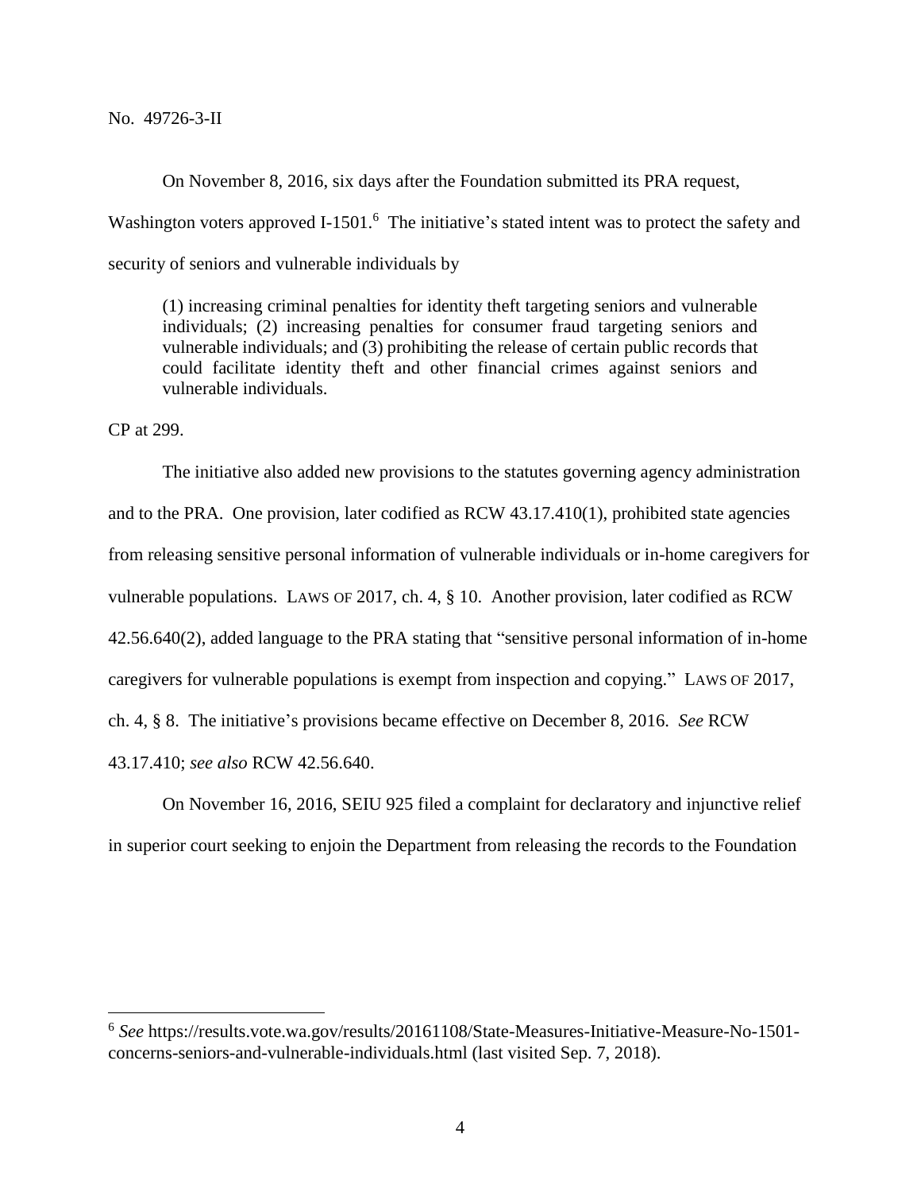On November 8, 2016, six days after the Foundation submitted its PRA request, Washington voters approved I-1501.[6] The initiative's stated intent was to protect the safety and security of seniors and vulnerable individuals by

> (1) increasing criminal penalties for identity theft targeting seniors and vulnerable individuals; (2) increasing penalties for consumer fraud targeting seniors and vulnerable individuals; and (3) prohibiting the release of certain public records that could facilitate identity theft and other financial crimes against seniors and vulnerable individuals.

CP at 299.

The initiative also added new provisions to the statutes governing agency administration and to the PRA. One provision, later codified as RCW 43.17.410(1), prohibited state agencies from releasing sensitive personal information of vulnerable individuals or in-home caregivers for vulnerable populations. LAWS OF 2017, ch. 4, § 10. Another provision, later codified as RCW 42.56.640(2), added language to the PRA stating that "sensitive personal information of in-home caregivers for vulnerable populations is exempt from inspection and copying." LAWS OF 2017, ch. 4, § 8. The initiative's provisions became effective on December 8, 2016. *See* RCW 43.17.410; *see also* RCW 42.56.640.

On November 16, 2016, SEIU 925 filed a complaint for declaratory and injunctive relief in superior court seeking to enjoin the Department from releasing the records to the Foundation

---

[6] *See* https://results.vote.wa.gov/results/20161108/State-Measures-Initiative-Measure-No-1501-concerns-seniors-and-vulnerable-individuals.html (last visited Sep. 7, 2018).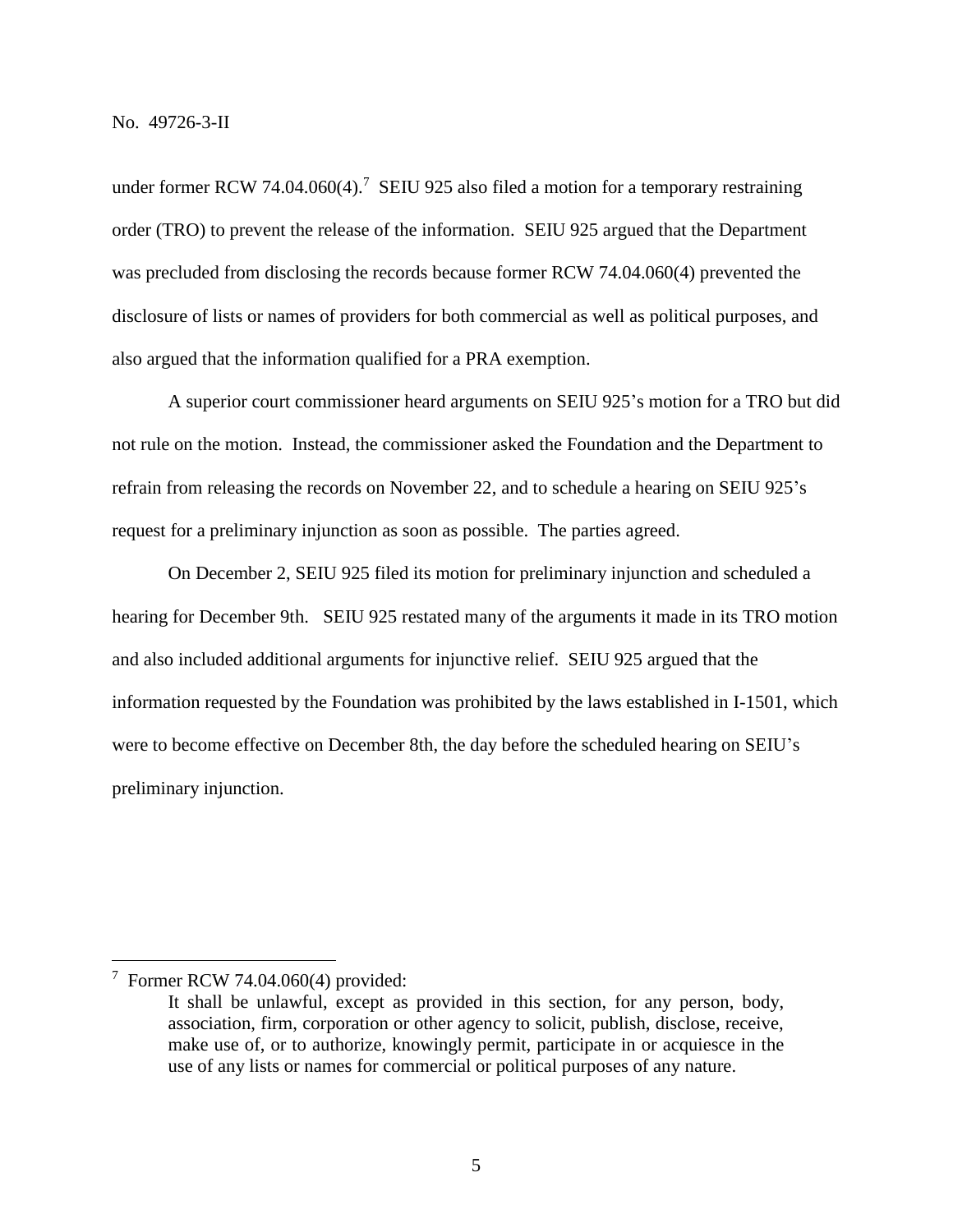under former RCW 74.04.060(4).[7] SEIU 925 also filed a motion for a temporary restraining order (TRO) to prevent the release of the information. SEIU 925 argued that the Department was precluded from disclosing the records because former RCW 74.04.060(4) prevented the disclosure of lists or names of providers for both commercial as well as political purposes, and also argued that the information qualified for a PRA exemption.

A superior court commissioner heard arguments on SEIU 925's motion for a TRO but did not rule on the motion. Instead, the commissioner asked the Foundation and the Department to refrain from releasing the records on November 22, and to schedule a hearing on SEIU 925's request for a preliminary injunction as soon as possible. The parties agreed.

On December 2, SEIU 925 filed its motion for preliminary injunction and scheduled a hearing for December 9th. SEIU 925 restated many of the arguments it made in its TRO motion and also included additional arguments for injunctive relief. SEIU 925 argued that the information requested by the Foundation was prohibited by the laws established in I-1501, which were to become effective on December 8th, the day before the scheduled hearing on SEIU's preliminary injunction.

---

[7] Former RCW 74.04.060(4) provided:

> It shall be unlawful, except as provided in this section, for any person, body, association, firm, corporation or other agency to solicit, publish, disclose, receive, make use of, or to authorize, knowingly permit, participate in or acquiesce in the use of any lists or names for commercial or political purposes of any nature.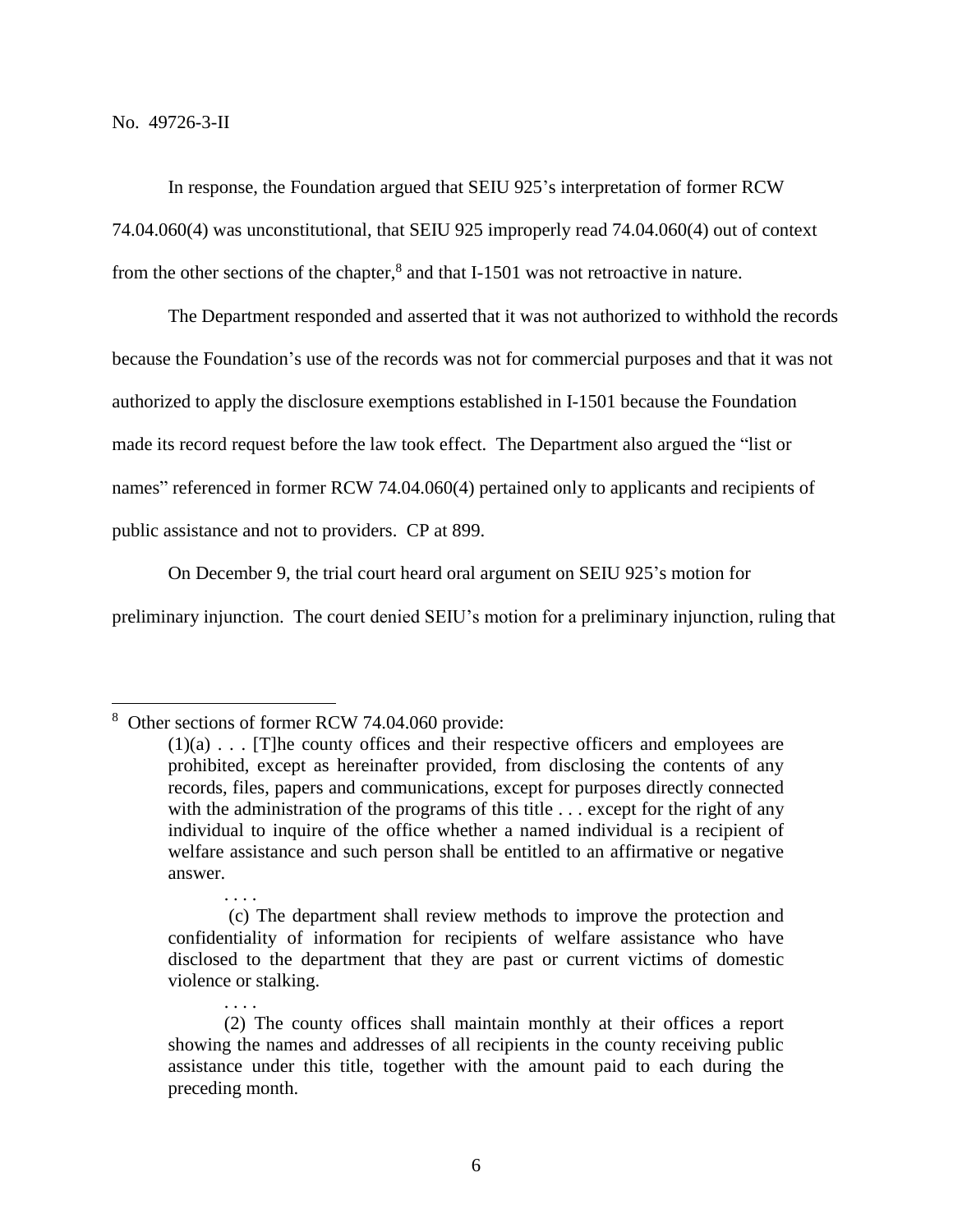No. 49726-3-II

In response, the Foundation argued that SEIU 925's interpretation of former RCW 74.04.060(4) was unconstitutional, that SEIU 925 improperly read 74.04.060(4) out of context from the other sections of the chapter,[8] and that I-1501 was not retroactive in nature.

The Department responded and asserted that it was not authorized to withhold the records because the Foundation's use of the records was not for commercial purposes and that it was not authorized to apply the disclosure exemptions established in I-1501 because the Foundation made its record request before the law took effect. The Department also argued the "list or names" referenced in former RCW 74.04.060(4) pertained only to applicants and recipients of public assistance and not to providers. CP at 899.

On December 9, the trial court heard oral argument on SEIU 925's motion for preliminary injunction. The court denied SEIU's motion for a preliminary injunction, ruling that

---

[8] Other sections of former RCW 74.04.060 provide:

> (1)(a) . . . [T]he county offices and their respective officers and employees are prohibited, except as hereinafter provided, from disclosing the contents of any records, files, papers and communications, except for purposes directly connected with the administration of the programs of this title . . . except for the right of any individual to inquire of the office whether a named individual is a recipient of welfare assistance and such person shall be entitled to an affirmative or negative answer.
>
> . . . .
>
> (c) The department shall review methods to improve the protection and confidentiality of information for recipients of welfare assistance who have disclosed to the department that they are past or current victims of domestic violence or stalking.
>
> . . . .
>
> (2) The county offices shall maintain monthly at their offices a report showing the names and addresses of all recipients in the county receiving public assistance under this title, together with the amount paid to each during the preceding month.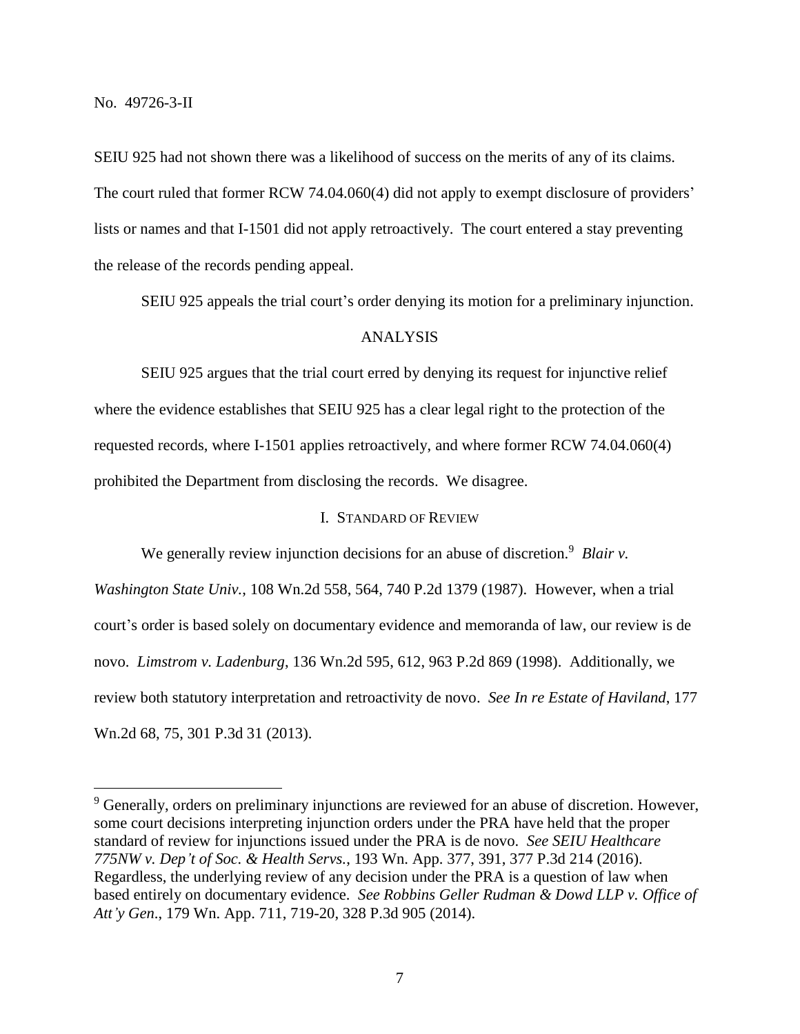SEIU 925 had not shown there was a likelihood of success on the merits of any of its claims. The court ruled that former RCW 74.04.060(4) did not apply to exempt disclosure of providers' lists or names and that I-1501 did not apply retroactively. The court entered a stay preventing the release of the records pending appeal.

SEIU 925 appeals the trial court's order denying its motion for a preliminary injunction.

## ANALYSIS

SEIU 925 argues that the trial court erred by denying its request for injunctive relief where the evidence establishes that SEIU 925 has a clear legal right to the protection of the requested records, where I-1501 applies retroactively, and where former RCW 74.04.060(4) prohibited the Department from disclosing the records. We disagree.

### I. STANDARD OF REVIEW

We generally review injunction decisions for an abuse of discretion.[9] *Blair v. Washington State Univ.*, 108 Wn.2d 558, 564, 740 P.2d 1379 (1987). However, when a trial court's order is based solely on documentary evidence and memoranda of law, our review is de novo. *Limstrom v. Ladenburg*, 136 Wn.2d 595, 612, 963 P.2d 869 (1998). Additionally, we review both statutory interpretation and retroactivity de novo. *See In re Estate of Haviland*, 177 Wn.2d 68, 75, 301 P.3d 31 (2013).

---

[9] Generally, orders on preliminary injunctions are reviewed for an abuse of discretion. However, some court decisions interpreting injunction orders under the PRA have held that the proper standard of review for injunctions issued under the PRA is de novo. *See SEIU Healthcare 775NW v. Dep't of Soc. & Health Servs.*, 193 Wn. App. 377, 391, 377 P.3d 214 (2016). Regardless, the underlying review of any decision under the PRA is a question of law when based entirely on documentary evidence. *See Robbins Geller Rudman & Dowd LLP v. Office of Att'y Gen.*, 179 Wn. App. 711, 719-20, 328 P.3d 905 (2014).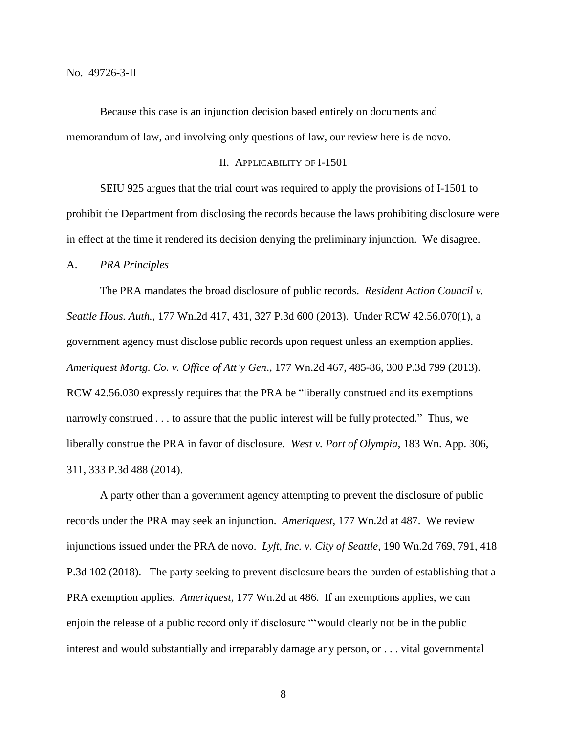Because this case is an injunction decision based entirely on documents and memorandum of law, and involving only questions of law, our review here is de novo.

## II. Applicability of I-1501

SEIU 925 argues that the trial court was required to apply the provisions of I-1501 to prohibit the Department from disclosing the records because the laws prohibiting disclosure were in effect at the time it rendered its decision denying the preliminary injunction. We disagree.

### A. *PRA Principles*

The PRA mandates the broad disclosure of public records. *Resident Action Council v. Seattle Hous. Auth.*, 177 Wn.2d 417, 431, 327 P.3d 600 (2013). Under RCW 42.56.070(1), a government agency must disclose public records upon request unless an exemption applies. *Ameriquest Mortg. Co. v. Office of Att'y Gen*., 177 Wn.2d 467, 485-86, 300 P.3d 799 (2013). RCW 42.56.030 expressly requires that the PRA be "liberally construed and its exemptions narrowly construed . . . to assure that the public interest will be fully protected." Thus, we liberally construe the PRA in favor of disclosure. *West v. Port of Olympia*, 183 Wn. App. 306, 311, 333 P.3d 488 (2014).

A party other than a government agency attempting to prevent the disclosure of public records under the PRA may seek an injunction. *Ameriquest*, 177 Wn.2d at 487. We review injunctions issued under the PRA de novo. *Lyft, Inc. v. City of Seattle*, 190 Wn.2d 769, 791, 418 P.3d 102 (2018). The party seeking to prevent disclosure bears the burden of establishing that a PRA exemption applies. *Ameriquest*, 177 Wn.2d at 486. If an exemptions applies, we can enjoin the release of a public record only if disclosure "'would clearly not be in the public interest and would substantially and irreparably damage any person, or . . . vital governmental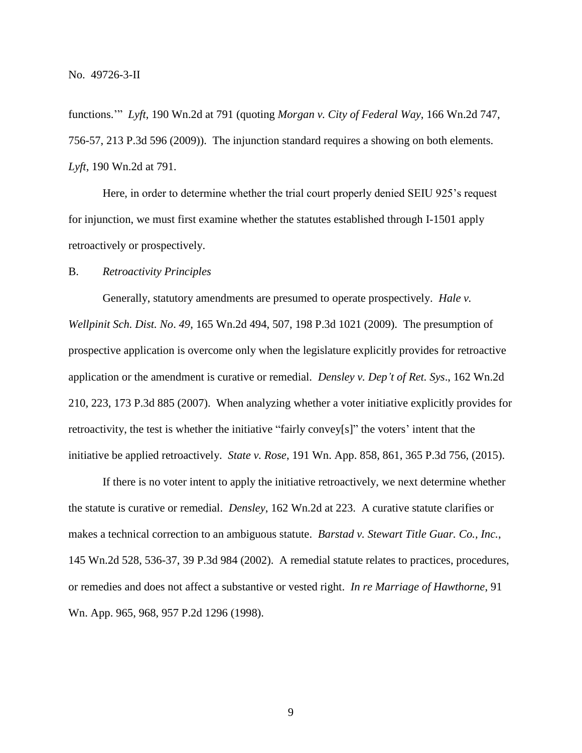functions.'" *Lyft*, 190 Wn.2d at 791 (quoting *Morgan v. City of Federal Way*, 166 Wn.2d 747, 756-57, 213 P.3d 596 (2009)). The injunction standard requires a showing on both elements. *Lyft*, 190 Wn.2d at 791.

Here, in order to determine whether the trial court properly denied SEIU 925's request for injunction, we must first examine whether the statutes established through I-1501 apply retroactively or prospectively.

B. *Retroactivity Principles*

Generally, statutory amendments are presumed to operate prospectively. *Hale v. Wellpinit Sch. Dist. No. 49*, 165 Wn.2d 494, 507, 198 P.3d 1021 (2009). The presumption of prospective application is overcome only when the legislature explicitly provides for retroactive application or the amendment is curative or remedial. *Densley v. Dep't of Ret. Sys*., 162 Wn.2d 210, 223, 173 P.3d 885 (2007). When analyzing whether a voter initiative explicitly provides for retroactivity, the test is whether the initiative "fairly convey[s]" the voters' intent that the initiative be applied retroactively. *State v. Rose*, 191 Wn. App. 858, 861, 365 P.3d 756, (2015).

If there is no voter intent to apply the initiative retroactively, we next determine whether the statute is curative or remedial. *Densley*, 162 Wn.2d at 223. A curative statute clarifies or makes a technical correction to an ambiguous statute. *Barstad v. Stewart Title Guar. Co., Inc.*, 145 Wn.2d 528, 536-37, 39 P.3d 984 (2002). A remedial statute relates to practices, procedures, or remedies and does not affect a substantive or vested right. *In re Marriage of Hawthorne*, 91 Wn. App. 965, 968, 957 P.2d 1296 (1998).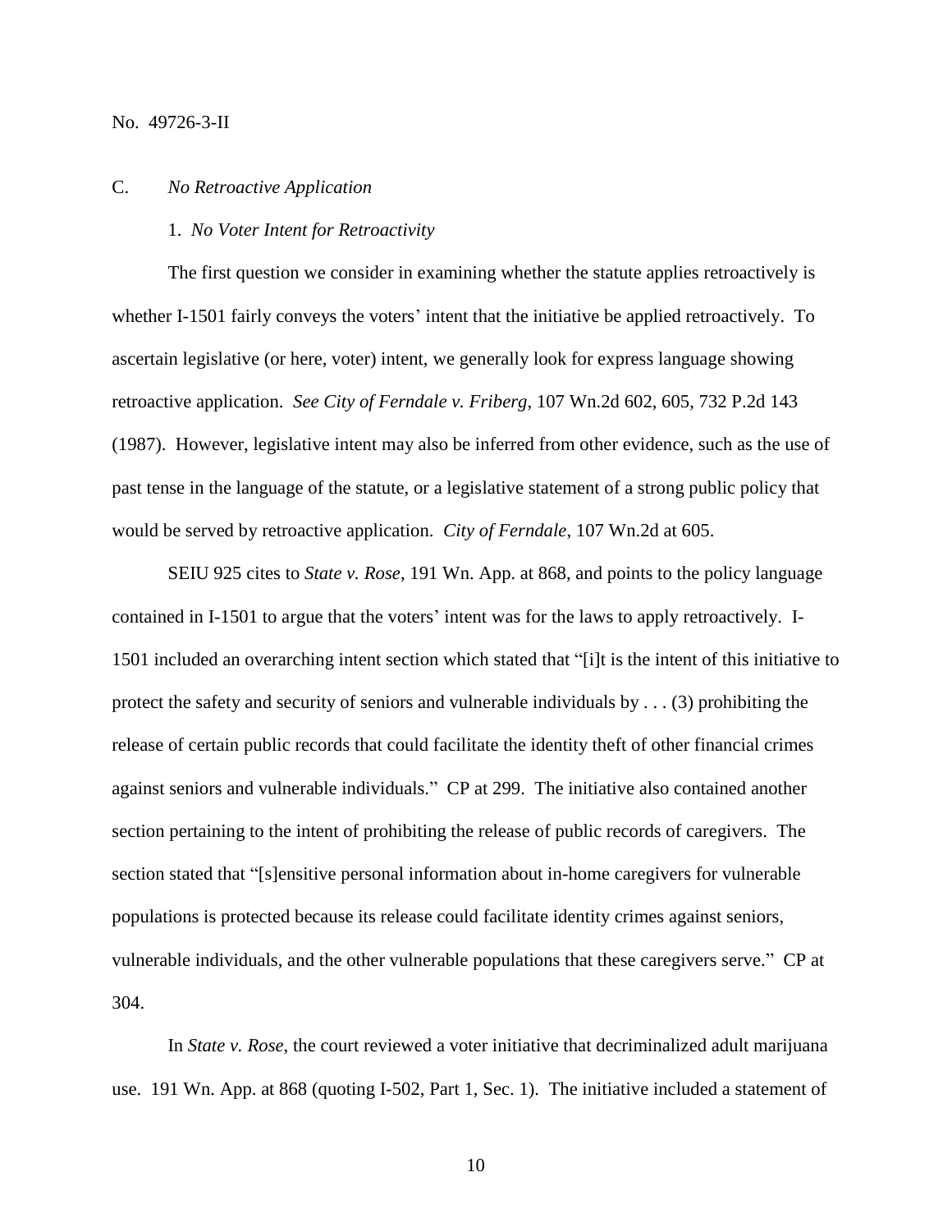C. *No Retroactive Application*

1. *No Voter Intent for Retroactivity*

The first question we consider in examining whether the statute applies retroactively is whether I-1501 fairly conveys the voters' intent that the initiative be applied retroactively. To ascertain legislative (or here, voter) intent, we generally look for express language showing retroactive application. *See City of Ferndale v. Friberg*, 107 Wn.2d 602, 605, 732 P.2d 143 (1987). However, legislative intent may also be inferred from other evidence, such as the use of past tense in the language of the statute, or a legislative statement of a strong public policy that would be served by retroactive application. *City of Ferndale*, 107 Wn.2d at 605.

SEIU 925 cites to *State v. Rose*, 191 Wn. App. at 868, and points to the policy language contained in I-1501 to argue that the voters' intent was for the laws to apply retroactively. I-1501 included an overarching intent section which stated that "[i]t is the intent of this initiative to protect the safety and security of seniors and vulnerable individuals by . . . (3) prohibiting the release of certain public records that could facilitate the identity theft of other financial crimes against seniors and vulnerable individuals." CP at 299. The initiative also contained another section pertaining to the intent of prohibiting the release of public records of caregivers. The section stated that "[s]ensitive personal information about in-home caregivers for vulnerable populations is protected because its release could facilitate identity crimes against seniors, vulnerable individuals, and the other vulnerable populations that these caregivers serve." CP at 304.

In *State v. Rose*, the court reviewed a voter initiative that decriminalized adult marijuana use. 191 Wn. App. at 868 (quoting I-502, Part 1, Sec. 1). The initiative included a statement of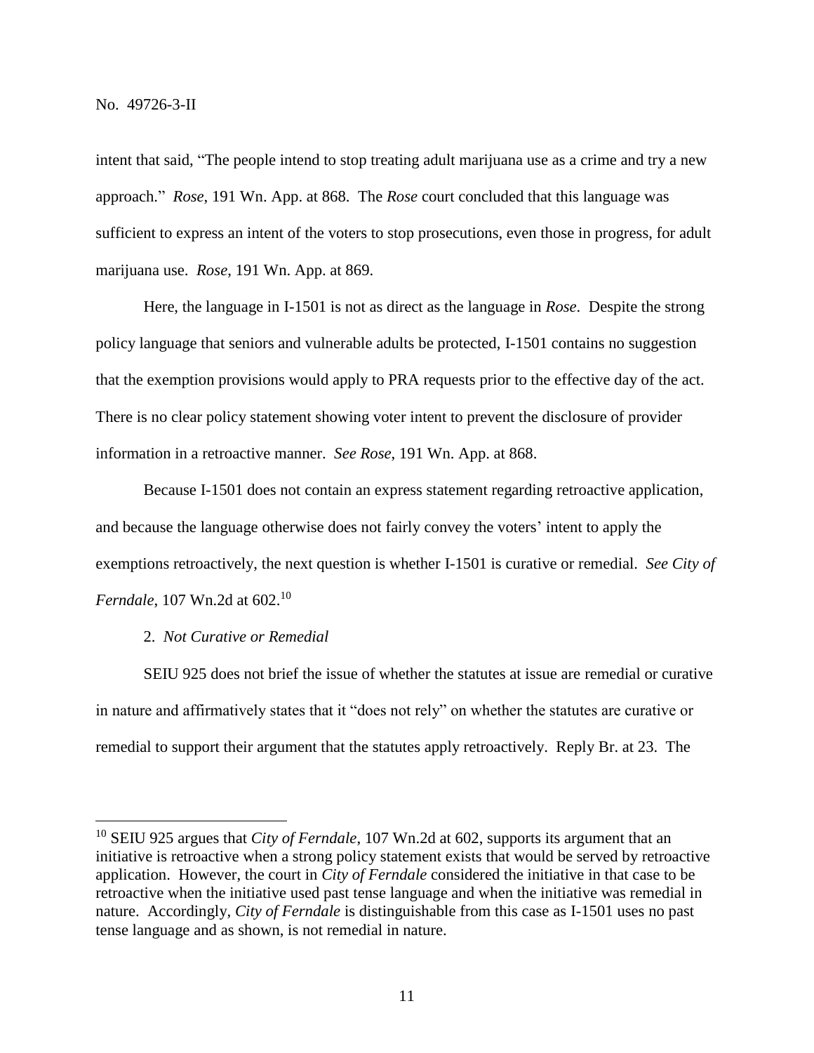intent that said, "The people intend to stop treating adult marijuana use as a crime and try a new approach." *Rose*, 191 Wn. App. at 868. The *Rose* court concluded that this language was sufficient to express an intent of the voters to stop prosecutions, even those in progress, for adult marijuana use. *Rose*, 191 Wn. App. at 869.

Here, the language in I-1501 is not as direct as the language in *Rose*. Despite the strong policy language that seniors and vulnerable adults be protected, I-1501 contains no suggestion that the exemption provisions would apply to PRA requests prior to the effective day of the act. There is no clear policy statement showing voter intent to prevent the disclosure of provider information in a retroactive manner. *See Rose*, 191 Wn. App. at 868.

Because I-1501 does not contain an express statement regarding retroactive application, and because the language otherwise does not fairly convey the voters' intent to apply the exemptions retroactively, the next question is whether I-1501 is curative or remedial. *See City of Ferndale*, 107 Wn.2d at 602.[10]

2. *Not Curative or Remedial*

SEIU 925 does not brief the issue of whether the statutes at issue are remedial or curative in nature and affirmatively states that it "does not rely" on whether the statutes are curative or remedial to support their argument that the statutes apply retroactively. Reply Br. at 23. The

[10] SEIU 925 argues that *City of Ferndale*, 107 Wn.2d at 602, supports its argument that an initiative is retroactive when a strong policy statement exists that would be served by retroactive application. However, the court in *City of Ferndale* considered the initiative in that case to be retroactive when the initiative used past tense language and when the initiative was remedial in nature. Accordingly, *City of Ferndale* is distinguishable from this case as I-1501 uses no past tense language and as shown, is not remedial in nature.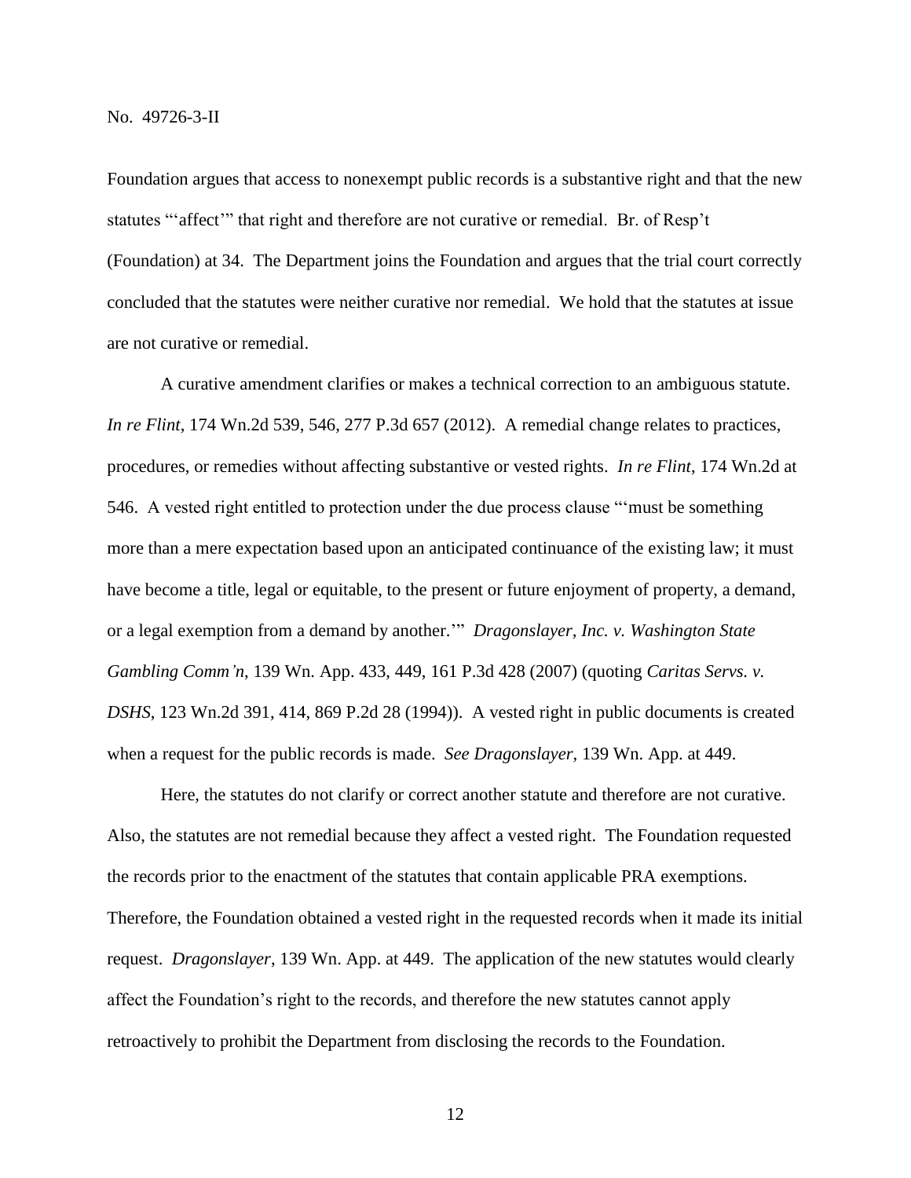Foundation argues that access to nonexempt public records is a substantive right and that the new statutes "'affect'" that right and therefore are not curative or remedial. Br. of Resp't (Foundation) at 34. The Department joins the Foundation and argues that the trial court correctly concluded that the statutes were neither curative nor remedial. We hold that the statutes at issue are not curative or remedial.

A curative amendment clarifies or makes a technical correction to an ambiguous statute. *In re Flint*, 174 Wn.2d 539, 546, 277 P.3d 657 (2012). A remedial change relates to practices, procedures, or remedies without affecting substantive or vested rights. *In re Flint*, 174 Wn.2d at 546. A vested right entitled to protection under the due process clause "'must be something more than a mere expectation based upon an anticipated continuance of the existing law; it must have become a title, legal or equitable, to the present or future enjoyment of property, a demand, or a legal exemption from a demand by another.'" *Dragonslayer, Inc. v. Washington State Gambling Comm'n*, 139 Wn. App. 433, 449, 161 P.3d 428 (2007) (quoting *Caritas Servs. v. DSHS*, 123 Wn.2d 391, 414, 869 P.2d 28 (1994)). A vested right in public documents is created when a request for the public records is made. *See Dragonslayer*, 139 Wn. App. at 449.

Here, the statutes do not clarify or correct another statute and therefore are not curative. Also, the statutes are not remedial because they affect a vested right. The Foundation requested the records prior to the enactment of the statutes that contain applicable PRA exemptions. Therefore, the Foundation obtained a vested right in the requested records when it made its initial request. *Dragonslayer*, 139 Wn. App. at 449. The application of the new statutes would clearly affect the Foundation's right to the records, and therefore the new statutes cannot apply retroactively to prohibit the Department from disclosing the records to the Foundation.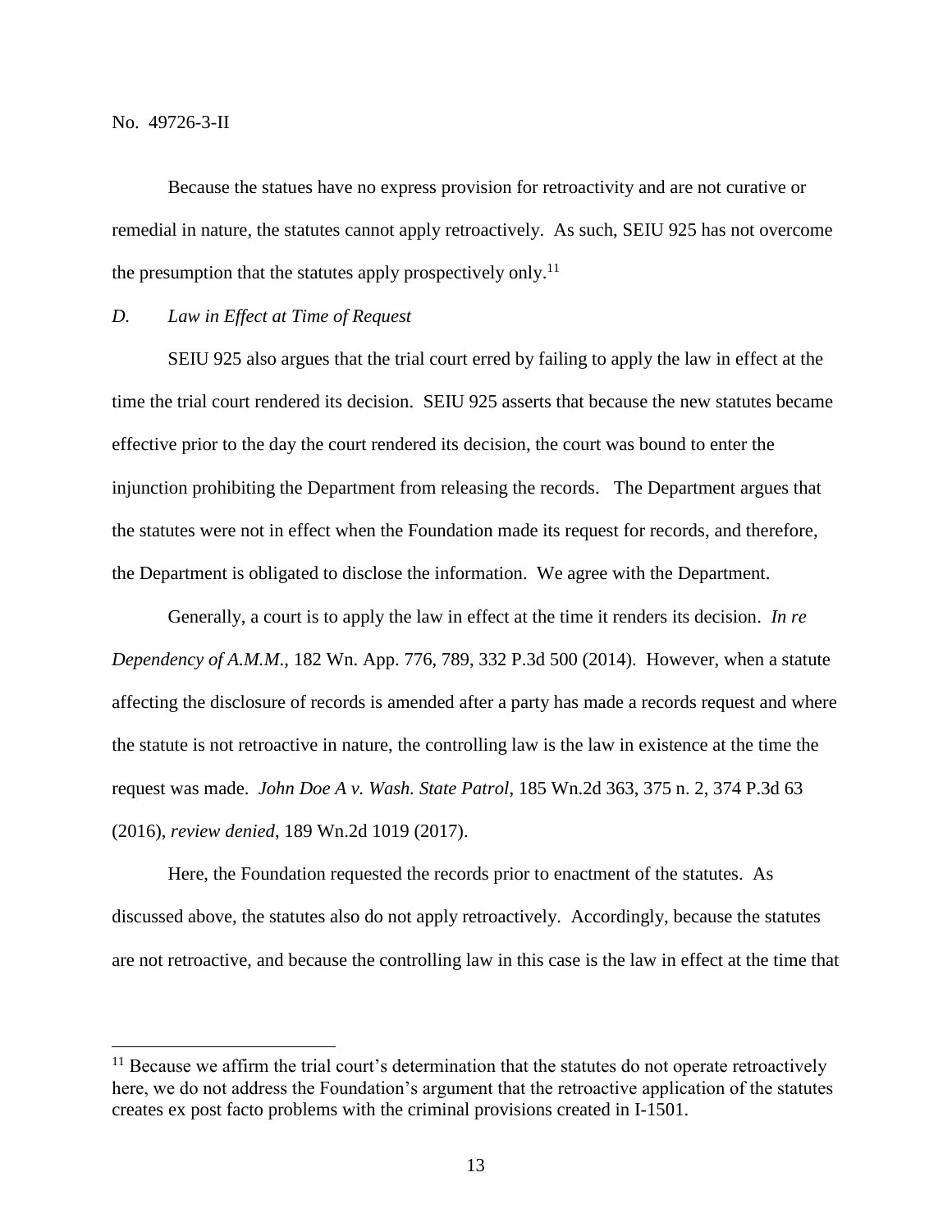Because the statues have no express provision for retroactivity and are not curative or remedial in nature, the statutes cannot apply retroactively. As such, SEIU 925 has not overcome the presumption that the statutes apply prospectively only.[11]

*D. Law in Effect at Time of Request*

SEIU 925 also argues that the trial court erred by failing to apply the law in effect at the time the trial court rendered its decision. SEIU 925 asserts that because the new statutes became effective prior to the day the court rendered its decision, the court was bound to enter the injunction prohibiting the Department from releasing the records. The Department argues that the statutes were not in effect when the Foundation made its request for records, and therefore, the Department is obligated to disclose the information. We agree with the Department.

Generally, a court is to apply the law in effect at the time it renders its decision. *In re Dependency of A.M.M*., 182 Wn. App. 776, 789, 332 P.3d 500 (2014). However, when a statute affecting the disclosure of records is amended after a party has made a records request and where the statute is not retroactive in nature, the controlling law is the law in existence at the time the request was made. *John Doe A v. Wash. State Patrol*, 185 Wn.2d 363, 375 n. 2, 374 P.3d 63 (2016), *review denied*, 189 Wn.2d 1019 (2017).

Here, the Foundation requested the records prior to enactment of the statutes. As discussed above, the statutes also do not apply retroactively. Accordingly, because the statutes are not retroactive, and because the controlling law in this case is the law in effect at the time that

[11] Because we affirm the trial court's determination that the statutes do not operate retroactively here, we do not address the Foundation's argument that the retroactive application of the statutes creates ex post facto problems with the criminal provisions created in I-1501.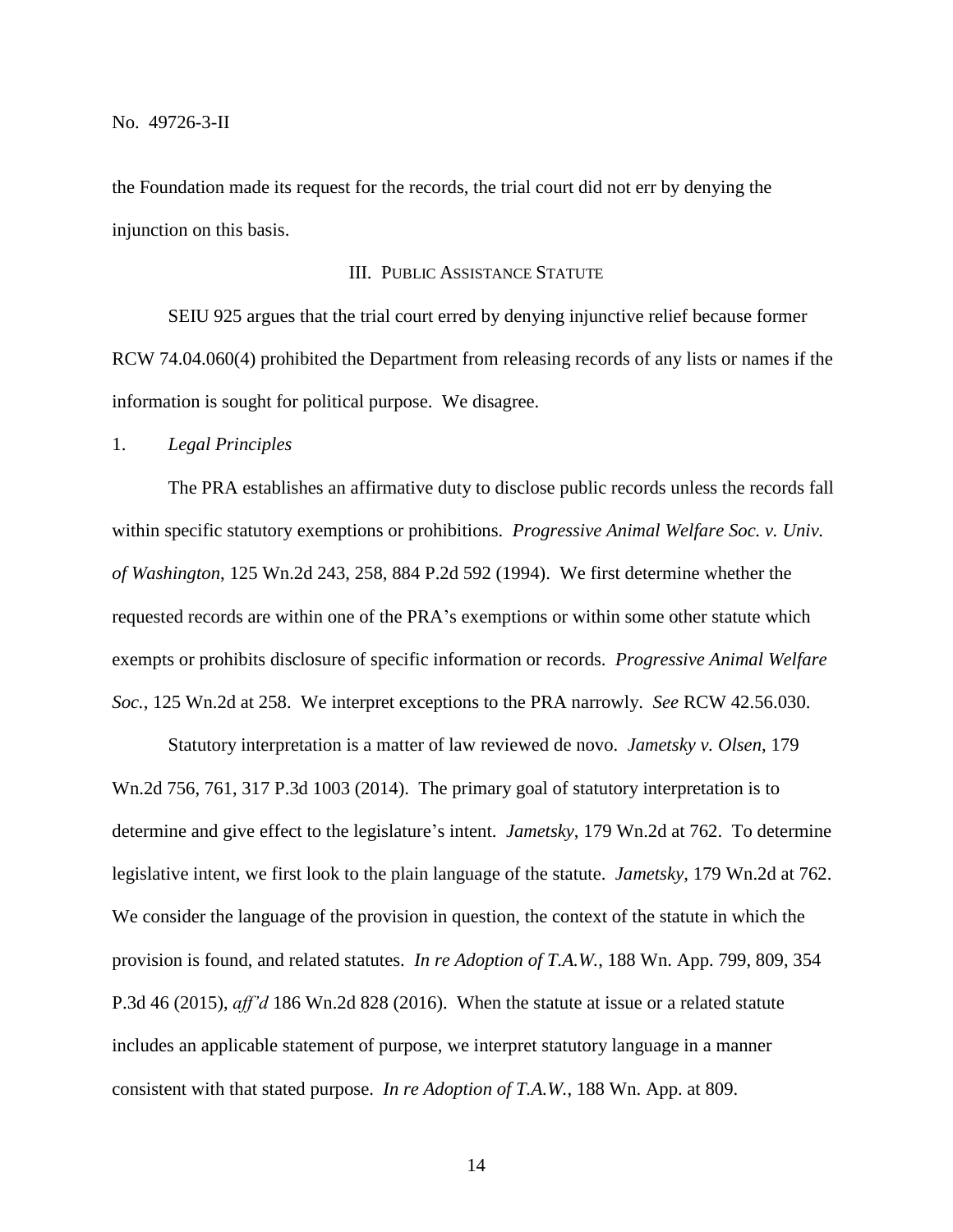the Foundation made its request for the records, the trial court did not err by denying the injunction on this basis.

### III. Public Assistance Statute

SEIU 925 argues that the trial court erred by denying injunctive relief because former RCW 74.04.060(4) prohibited the Department from releasing records of any lists or names if the information is sought for political purpose. We disagree.

1. *Legal Principles*

The PRA establishes an affirmative duty to disclose public records unless the records fall within specific statutory exemptions or prohibitions. *Progressive Animal Welfare Soc. v. Univ. of Washington*, 125 Wn.2d 243, 258, 884 P.2d 592 (1994). We first determine whether the requested records are within one of the PRA's exemptions or within some other statute which exempts or prohibits disclosure of specific information or records. *Progressive Animal Welfare Soc.*, 125 Wn.2d at 258. We interpret exceptions to the PRA narrowly. *See* RCW 42.56.030.

Statutory interpretation is a matter of law reviewed de novo. *Jametsky v. Olsen*, 179 Wn.2d 756, 761, 317 P.3d 1003 (2014). The primary goal of statutory interpretation is to determine and give effect to the legislature's intent. *Jametsky*, 179 Wn.2d at 762. To determine legislative intent, we first look to the plain language of the statute. *Jametsky*, 179 Wn.2d at 762. We consider the language of the provision in question, the context of the statute in which the provision is found, and related statutes. *In re Adoption of T.A.W.*, 188 Wn. App. 799, 809, 354 P.3d 46 (2015), *aff'd* 186 Wn.2d 828 (2016). When the statute at issue or a related statute includes an applicable statement of purpose, we interpret statutory language in a manner consistent with that stated purpose. *In re Adoption of T.A.W.*, 188 Wn. App. at 809.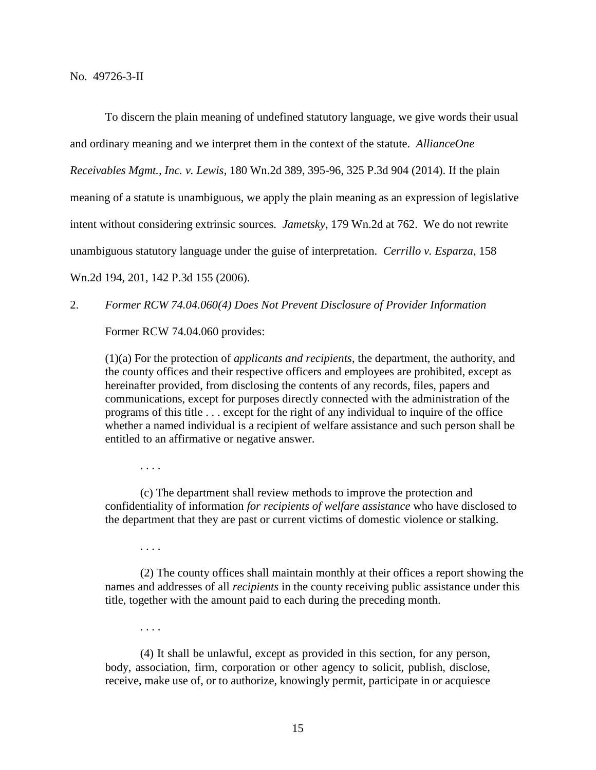To discern the plain meaning of undefined statutory language, we give words their usual and ordinary meaning and we interpret them in the context of the statute. *AllianceOne Receivables Mgmt., Inc. v. Lewis*, 180 Wn.2d 389, 395-96, 325 P.3d 904 (2014). If the plain meaning of a statute is unambiguous, we apply the plain meaning as an expression of legislative intent without considering extrinsic sources. *Jametsky*, 179 Wn.2d at 762. We do not rewrite unambiguous statutory language under the guise of interpretation. *Cerrillo v. Esparza*, 158 Wn.2d 194, 201, 142 P.3d 155 (2006).

2. *Former RCW 74.04.060(4) Does Not Prevent Disclosure of Provider Information*

Former RCW 74.04.060 provides:

> (1)(a) For the protection of *applicants and recipients*, the department, the authority, and the county offices and their respective officers and employees are prohibited, except as hereinafter provided, from disclosing the contents of any records, files, papers and communications, except for purposes directly connected with the administration of the programs of this title . . . except for the right of any individual to inquire of the office whether a named individual is a recipient of welfare assistance and such person shall be entitled to an affirmative or negative answer.
>
> . . . .
>
> (c) The department shall review methods to improve the protection and confidentiality of information *for recipients of welfare assistance* who have disclosed to the department that they are past or current victims of domestic violence or stalking.
>
> . . . .
>
> (2) The county offices shall maintain monthly at their offices a report showing the names and addresses of all *recipients* in the county receiving public assistance under this title, together with the amount paid to each during the preceding month.
>
> . . . .
>
> (4) It shall be unlawful, except as provided in this section, for any person, body, association, firm, corporation or other agency to solicit, publish, disclose, receive, make use of, or to authorize, knowingly permit, participate in or acquiesce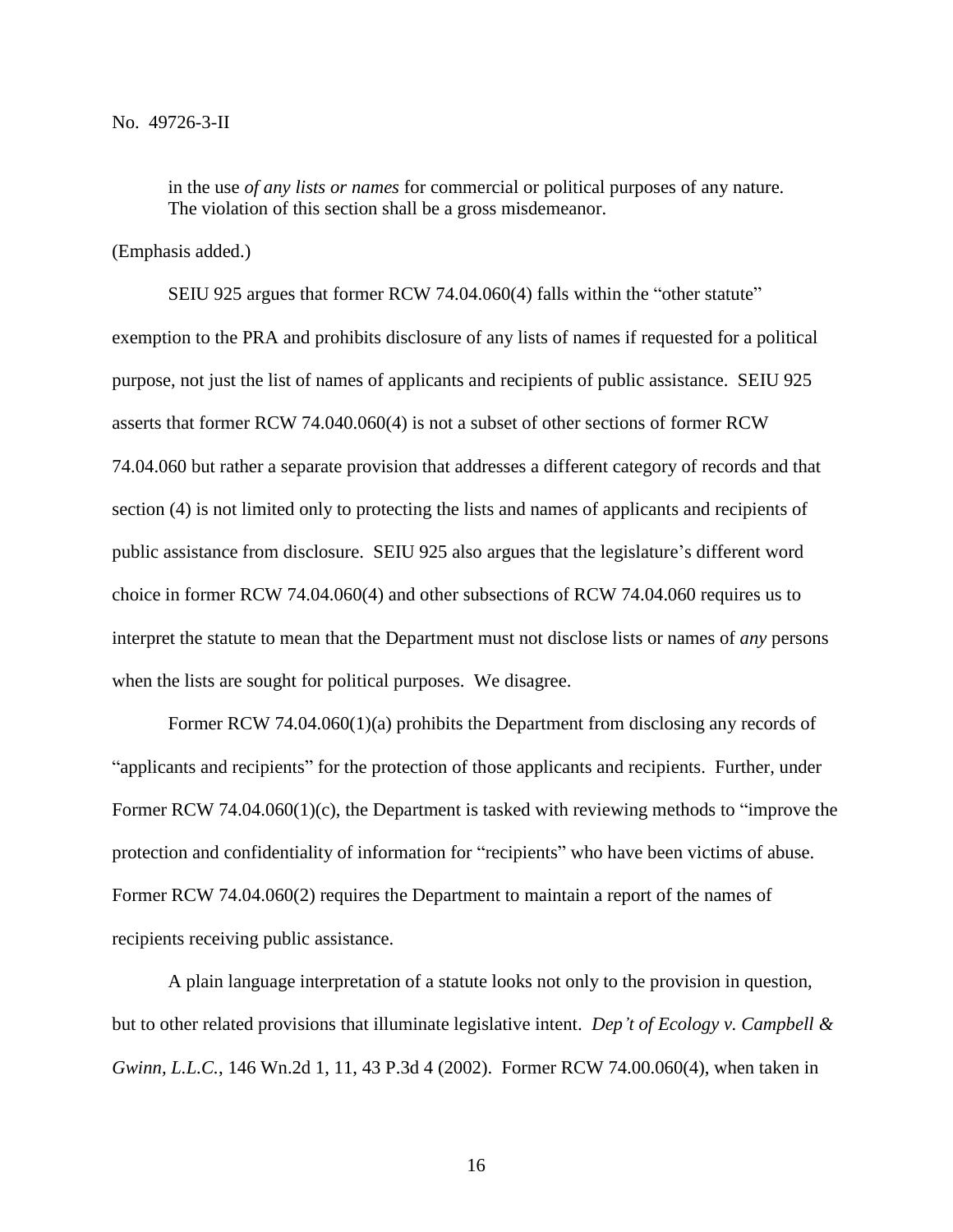in the use *of any lists or names* for commercial or political purposes of any nature. The violation of this section shall be a gross misdemeanor.

(Emphasis added.)

SEIU 925 argues that former RCW 74.04.060(4) falls within the "other statute" exemption to the PRA and prohibits disclosure of any lists of names if requested for a political purpose, not just the list of names of applicants and recipients of public assistance. SEIU 925 asserts that former RCW 74.040.060(4) is not a subset of other sections of former RCW 74.04.060 but rather a separate provision that addresses a different category of records and that section (4) is not limited only to protecting the lists and names of applicants and recipients of public assistance from disclosure. SEIU 925 also argues that the legislature's different word choice in former RCW 74.04.060(4) and other subsections of RCW 74.04.060 requires us to interpret the statute to mean that the Department must not disclose lists or names of *any* persons when the lists are sought for political purposes. We disagree.

Former RCW 74.04.060(1)(a) prohibits the Department from disclosing any records of "applicants and recipients" for the protection of those applicants and recipients. Further, under Former RCW 74.04.060(1)(c), the Department is tasked with reviewing methods to "improve the protection and confidentiality of information for "recipients" who have been victims of abuse. Former RCW 74.04.060(2) requires the Department to maintain a report of the names of recipients receiving public assistance.

A plain language interpretation of a statute looks not only to the provision in question, but to other related provisions that illuminate legislative intent. *Dep't of Ecology v. Campbell & Gwinn, L.L.C.*, 146 Wn.2d 1, 11, 43 P.3d 4 (2002). Former RCW 74.00.060(4), when taken in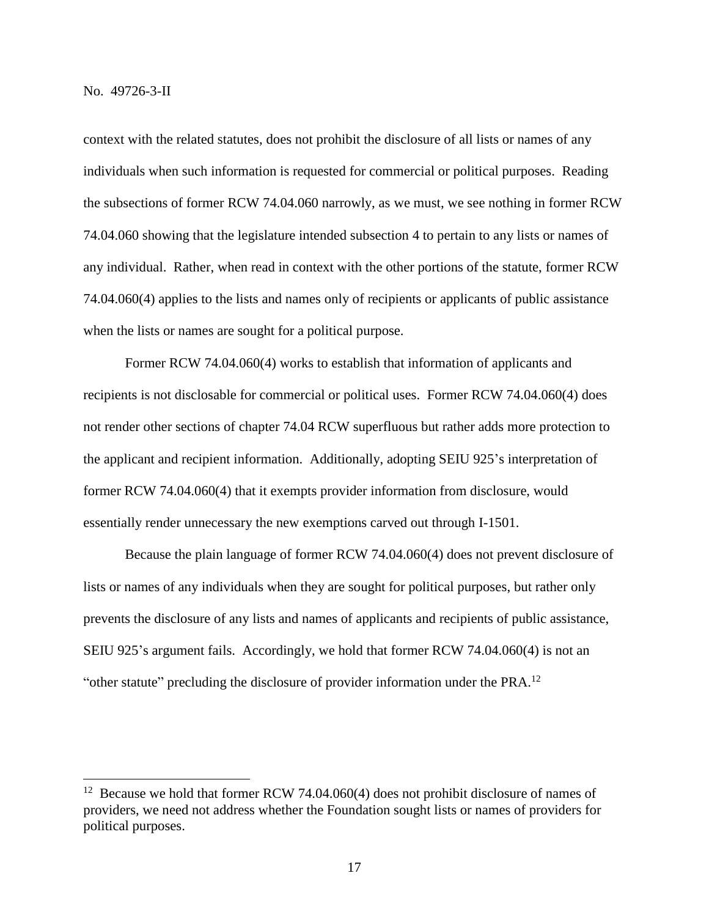context with the related statutes, does not prohibit the disclosure of all lists or names of any individuals when such information is requested for commercial or political purposes. Reading the subsections of former RCW 74.04.060 narrowly, as we must, we see nothing in former RCW 74.04.060 showing that the legislature intended subsection 4 to pertain to any lists or names of any individual. Rather, when read in context with the other portions of the statute, former RCW 74.04.060(4) applies to the lists and names only of recipients or applicants of public assistance when the lists or names are sought for a political purpose.

Former RCW 74.04.060(4) works to establish that information of applicants and recipients is not disclosable for commercial or political uses. Former RCW 74.04.060(4) does not render other sections of chapter 74.04 RCW superfluous but rather adds more protection to the applicant and recipient information. Additionally, adopting SEIU 925's interpretation of former RCW 74.04.060(4) that it exempts provider information from disclosure, would essentially render unnecessary the new exemptions carved out through I-1501.

Because the plain language of former RCW 74.04.060(4) does not prevent disclosure of lists or names of any individuals when they are sought for political purposes, but rather only prevents the disclosure of any lists and names of applicants and recipients of public assistance, SEIU 925's argument fails. Accordingly, we hold that former RCW 74.04.060(4) is not an "other statute" precluding the disclosure of provider information under the PRA.[12]

---

[12] Because we hold that former RCW 74.04.060(4) does not prohibit disclosure of names of providers, we need not address whether the Foundation sought lists or names of providers for political purposes.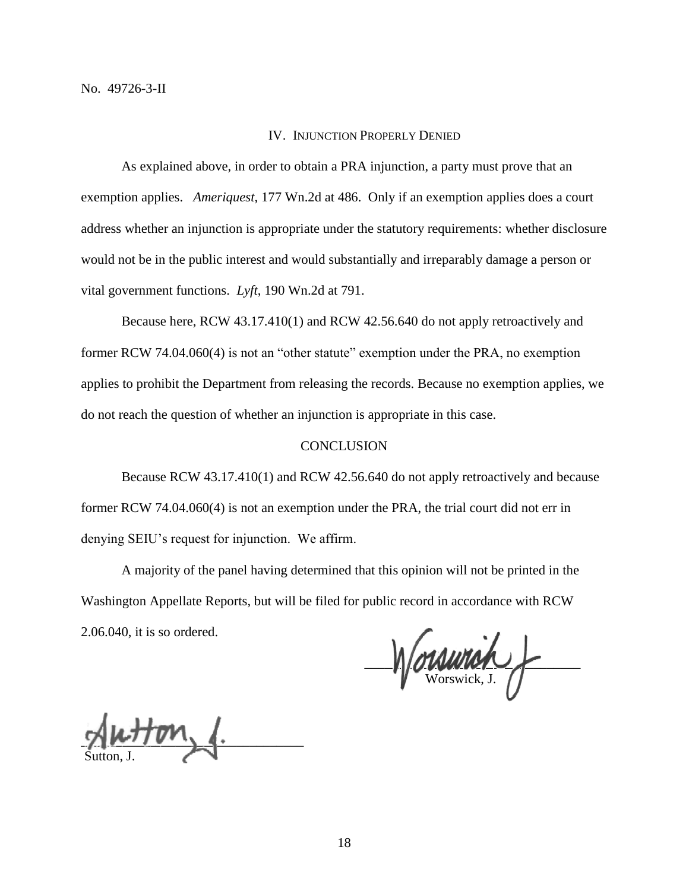No. 49726-3-II

## IV. Injunction Properly Denied

As explained above, in order to obtain a PRA injunction, a party must prove that an exemption applies. *Ameriquest*, 177 Wn.2d at 486. Only if an exemption applies does a court address whether an injunction is appropriate under the statutory requirements: whether disclosure would not be in the public interest and would substantially and irreparably damage a person or vital government functions. *Lyft*, 190 Wn.2d at 791.

Because here, RCW 43.17.410(1) and RCW 42.56.640 do not apply retroactively and former RCW 74.04.060(4) is not an "other statute" exemption under the PRA, no exemption applies to prohibit the Department from releasing the records. Because no exemption applies, we do not reach the question of whether an injunction is appropriate in this case.

## Conclusion

Because RCW 43.17.410(1) and RCW 42.56.640 do not apply retroactively and because former RCW 74.04.060(4) is not an exemption under the PRA, the trial court did not err in denying SEIU's request for injunction. We affirm.

A majority of the panel having determined that this opinion will not be printed in the Washington Appellate Reports, but will be filed for public record in accordance with RCW 2.06.040, it is so ordered.

Worswick, J.

Sutton, J.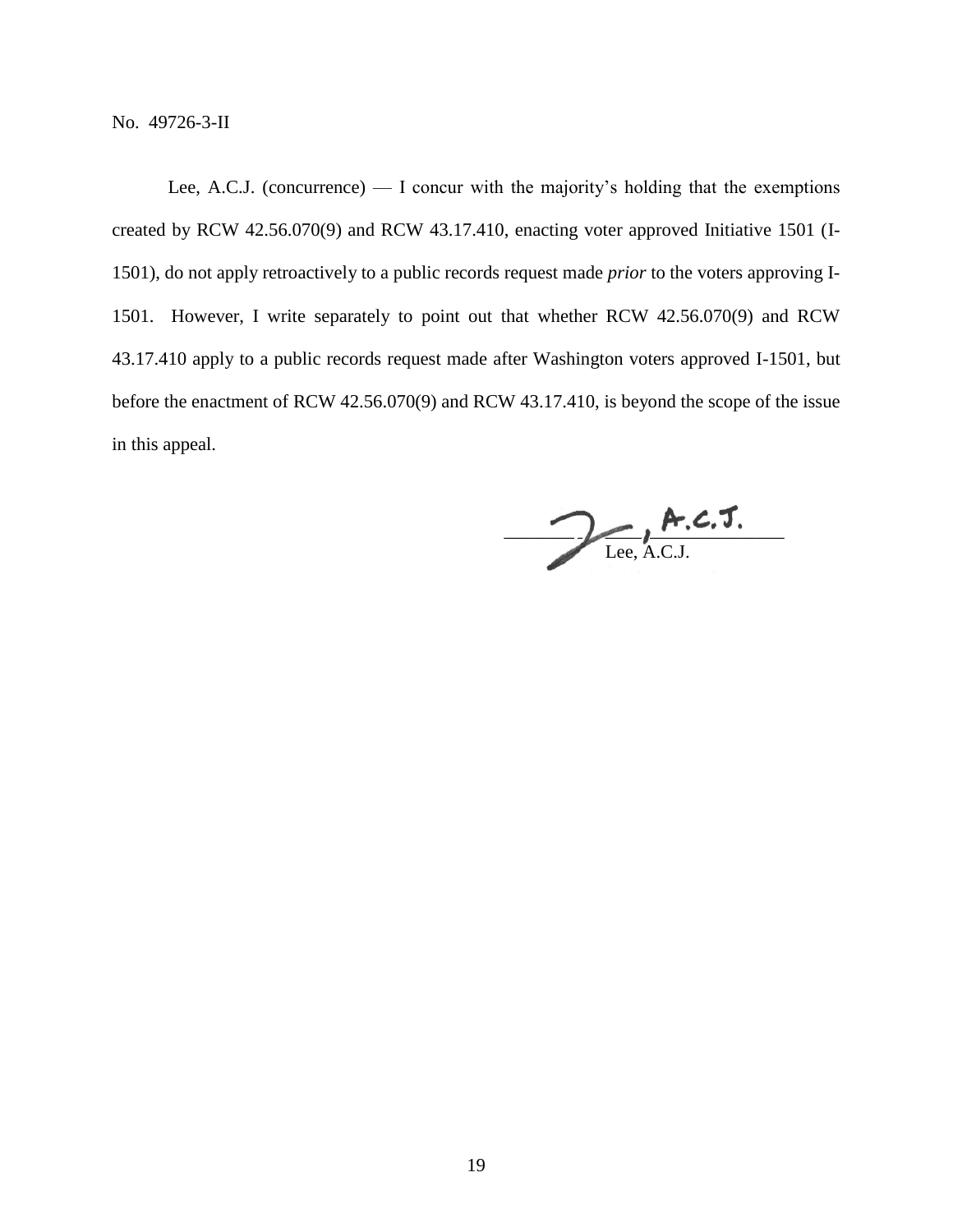No. 49726-3-II

Lee, A.C.J. (concurrence) — I concur with the majority's holding that the exemptions created by RCW 42.56.070(9) and RCW 43.17.410, enacting voter approved Initiative 1501 (I-1501), do not apply retroactively to a public records request made *prior* to the voters approving I-1501. However, I write separately to point out that whether RCW 42.56.070(9) and RCW 43.17.410 apply to a public records request made after Washington voters approved I-1501, but before the enactment of RCW 42.56.070(9) and RCW 43.17.410, is beyond the scope of the issue in this appeal.

, A.C.J.
Lee, A.C.J.